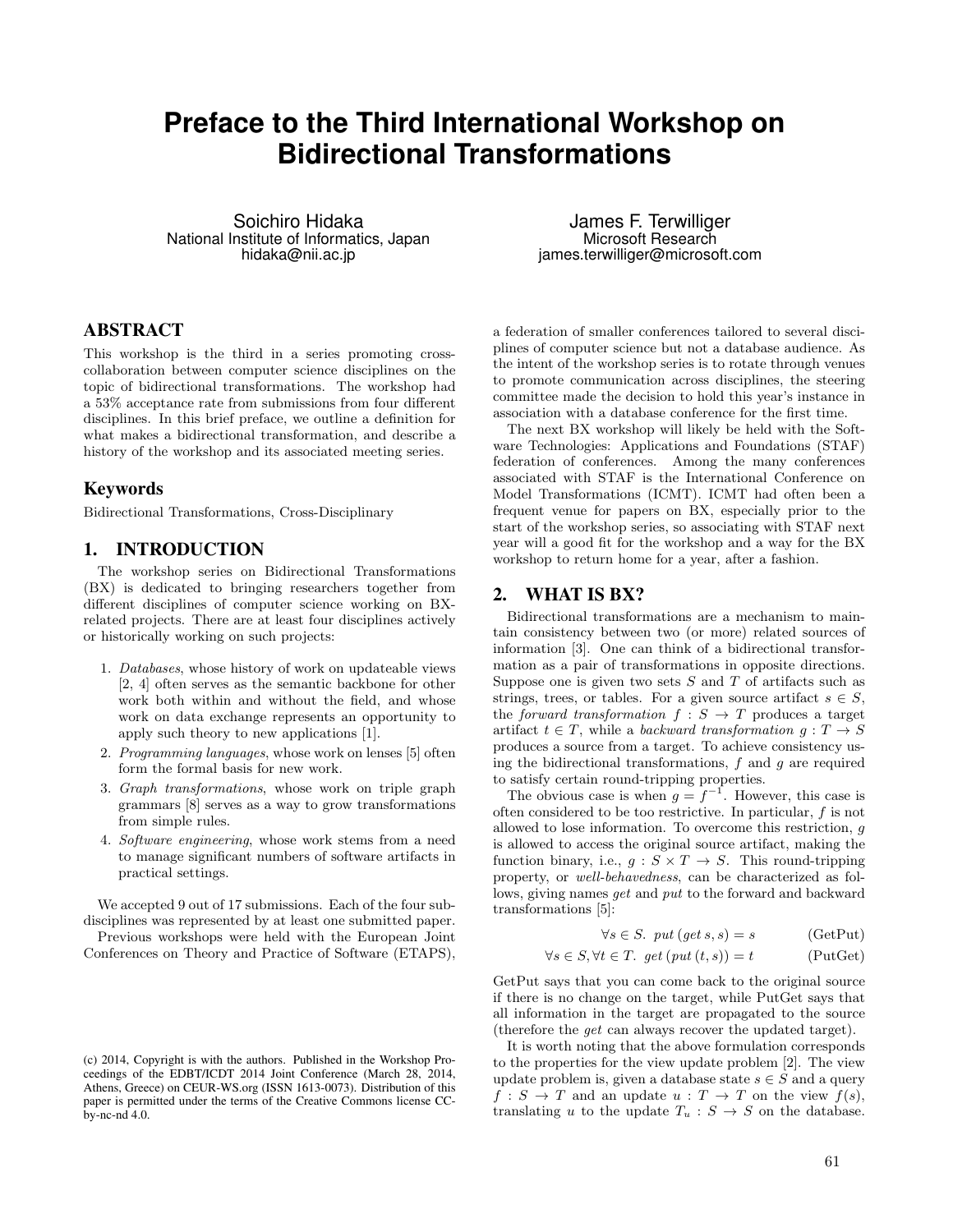# Preface to the Third International Workshop on Bidirectional Transformations

Soichiro Hidaka
National Institute of Informatics, Japan
hidaka@nii.ac.jp

James F. Terwilliger
Microsoft Research
james.terwilliger@microsoft.com

## ABSTRACT

This workshop is the third in a series promoting cross-collaboration between computer science disciplines on the topic of bidirectional transformations. The workshop had a 53% acceptance rate from submissions from four different disciplines. In this brief preface, we outline a definition for what makes a bidirectional transformation, and describe a history of the workshop and its associated meeting series.

## Keywords

Bidirectional Transformations, Cross-Disciplinary

## 1. INTRODUCTION

The workshop series on Bidirectional Transformations (BX) is dedicated to bringing researchers together from different disciplines of computer science working on BX-related projects. There are at least four disciplines actively or historically working on such projects:

1. *Databases*, whose history of work on updateable views [2, 4] often serves as the semantic backbone for other work both within and without the field, and whose work on data exchange represents an opportunity to apply such theory to new applications [1].
2. *Programming languages*, whose work on lenses [5] often form the formal basis for new work.
3. *Graph transformations*, whose work on triple graph grammars [8] serves as a way to grow transformations from simple rules.
4. *Software engineering*, whose work stems from a need to manage significant numbers of software artifacts in practical settings.

We accepted 9 out of 17 submissions. Each of the four sub-disciplines was represented by at least one submitted paper.

Previous workshops were held with the European Joint Conferences on Theory and Practice of Software (ETAPS), a federation of smaller conferences tailored to several disciplines of computer science but not a database audience. As the intent of the workshop series is to rotate through venues to promote communication across disciplines, the steering committee made the decision to hold this year's instance in association with a database conference for the first time.

The next BX workshop will likely be held with the Software Technologies: Applications and Foundations (STAF) federation of conferences. Among the many conferences associated with STAF is the International Conference on Model Transformations (ICMT). ICMT had often been a frequent venue for papers on BX, especially prior to the start of the workshop series, so associating with STAF next year will a good fit for the workshop and a way for the BX workshop to return home for a year, after a fashion.

## 2. WHAT IS BX?

Bidirectional transformations are a mechanism to maintain consistency between two (or more) related sources of information [3]. One can think of a bidirectional transformation as a pair of transformations in opposite directions. Suppose one is given two sets $S$ and $T$ of artifacts such as strings, trees, or tables. For a given source artifact $s \in S$, the *forward transformation* $f : S \rightarrow T$ produces a target artifact $t \in T$, while a *backward transformation* $g : T \rightarrow S$ produces a source from a target. To achieve consistency using the bidirectional transformations, $f$ and $g$ are required to satisfy certain round-tripping properties.

The obvious case is when $g = f^{-1}$. However, this case is often considered to be too restrictive. In particular, $f$ is not allowed to lose information. To overcome this restriction, $g$ is allowed to access the original source artifact, making the function binary, i.e., $g : S \times T \rightarrow S$. This round-tripping property, or *well-behavedness*, can be characterized as follows, giving names *get* and *put* to the forward and backward transformations [5]:

$$\forall s \in S.\ \ put\,(get\,s, s) = s \qquad \text{(GetPut)}$$

$$\forall s \in S, \forall t \in T.\ \ get\,(put\,(t, s)) = t \qquad \text{(PutGet)}$$

GetPut says that you can come back to the original source if there is no change on the target, while PutGet says that all information in the target are propagated to the source (therefore the *get* can always recover the updated target).

It is worth noting that the above formulation corresponds to the properties for the view update problem [2]. The view update problem is, given a database state $s \in S$ and a query $f : S \rightarrow T$ and an update $u : T \rightarrow T$ on the view $f(s)$, translating $u$ to the update $T_u : S \rightarrow S$ on the database.

(c) 2014, Copyright is with the authors. Published in the Workshop Proceedings of the EDBT/ICDT 2014 Joint Conference (March 28, 2014, Athens, Greece) on CEUR-WS.org (ISSN 1613-0073). Distribution of this paper is permitted under the terms of the Creative Commons license CC-by-nc-nd 4.0.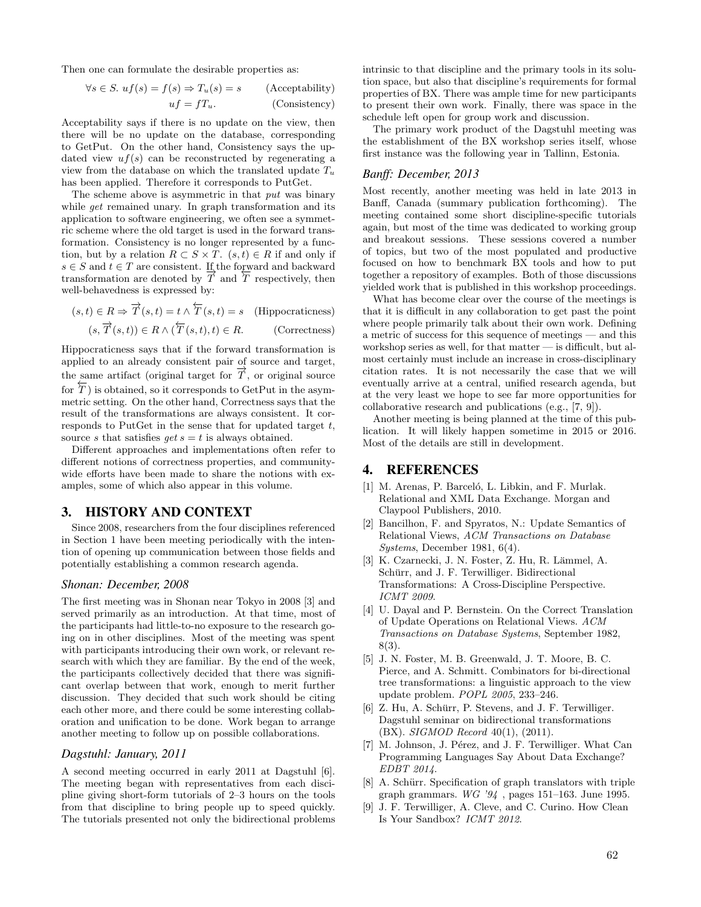Then one can formulate the desirable properties as:

$$\forall s \in S.\ uf(s) = f(s) \Rightarrow T_u(s) = s \qquad \text{(Acceptability)}$$

$$uf = fT_u. \qquad \text{(Consistency)}$$

Acceptability says if there is no update on the view, then there will be no update on the database, corresponding to GetPut. On the other hand, Consistency says the updated view $uf(s)$ can be reconstructed by regenerating a view from the database on which the translated update $T_u$ has been applied. Therefore it corresponds to PutGet.

The scheme above is asymmetric in that *put* was binary while *get* remained unary. In graph transformation and its application to software engineering, we often see a symmetric scheme where the old target is used in the forward transformation. Consistency is no longer represented by a function, but by a relation $R \subset S \times T$. $(s, t) \in R$ if and only if $s \in S$ and $t \in T$ are consistent. If the forward and backward transformation are denoted by $\overrightarrow{T}$ and $\overleftarrow{T}$ respectively, then well-behavedness is expressed by:

$$(s, t) \in R \Rightarrow \overrightarrow{T}(s, t) = t \wedge \overleftarrow{T}(s, t) = s \quad \text{(Hippocraticness)}$$

$$(s, \overrightarrow{T}(s, t)) \in R \wedge (\overleftarrow{T}(s, t), t) \in R. \qquad \text{(Correctness)}$$

Hippocraticness says that if the forward transformation is applied to an already consistent pair of source and target, the same artifact (original target for $\overrightarrow{T}$, or original source for $\overleftarrow{T}$) is obtained, so it corresponds to GetPut in the asymmetric setting. On the other hand, Correctness says that the result of the transformations are always consistent. It corresponds to PutGet in the sense that for updated target $t$, source $s$ that satisfies $get\, s = t$ is always obtained.

Different approaches and implementations often refer to different notions of correctness properties, and community-wide efforts have been made to share the notions with examples, some of which also appear in this volume.

## 3. HISTORY AND CONTEXT

Since 2008, researchers from the four disciplines referenced in Section 1 have been meeting periodically with the intention of opening up communication between those fields and potentially establishing a common research agenda.

### *Shonan: December, 2008*

The first meeting was in Shonan near Tokyo in 2008 [3] and served primarily as an introduction. At that time, most of the participants had little-to-no exposure to the research going on in other disciplines. Most of the meeting was spent with participants introducing their own work, or relevant research with which they are familiar. By the end of the week, the participants collectively decided that there was significant overlap between that work, enough to merit further discussion. They decided that such work should be citing each other more, and there could be some interesting collaboration and unification to be done. Work began to arrange another meeting to follow up on possible collaborations.

### *Dagstuhl: January, 2011*

A second meeting occurred in early 2011 at Dagstuhl [6]. The meeting began with representatives from each discipline giving short-form tutorials of 2–3 hours on the tools from that discipline to bring people up to speed quickly. The tutorials presented not only the bidirectional problems intrinsic to that discipline and the primary tools in its solution space, but also that discipline's requirements for formal properties of BX. There was ample time for new participants to present their own work. Finally, there was space in the schedule left open for group work and discussion.

The primary work product of the Dagstuhl meeting was the establishment of the BX workshop series itself, whose first instance was the following year in Tallinn, Estonia.

### *Banff: December, 2013*

Most recently, another meeting was held in late 2013 in Banff, Canada (summary publication forthcoming). The meeting contained some short discipline-specific tutorials again, but most of the time was dedicated to working group and breakout sessions. These sessions covered a number of topics, but two of the most populated and productive focused on how to benchmark BX tools and how to put together a repository of examples. Both of those discussions yielded work that is published in this workshop proceedings.

What has become clear over the course of the meetings is that it is difficult in any collaboration to get past the point where people primarily talk about their own work. Defining a metric of success for this sequence of meetings — and this workshop series as well, for that matter — is difficult, but almost certainly must include an increase in cross-disciplinary citation rates. It is not necessarily the case that we will eventually arrive at a central, unified research agenda, but at the very least we hope to see far more opportunities for collaborative research and publications (e.g., [7, 9]).

Another meeting is being planned at the time of this publication. It will likely happen sometime in 2015 or 2016. Most of the details are still in development.

## 4. REFERENCES

[1] M. Arenas, P. Barceló, L. Libkin, and F. Murlak. Relational and XML Data Exchange. Morgan and Claypool Publishers, 2010.

[2] Bancilhon, F. and Spyratos, N.: Update Semantics of Relational Views, *ACM Transactions on Database Systems*, December 1981, 6(4).

[3] K. Czarnecki, J. N. Foster, Z. Hu, R. Lämmel, A. Schürr, and J. F. Terwilliger. Bidirectional Transformations: A Cross-Discipline Perspective. *ICMT 2009*.

[4] U. Dayal and P. Bernstein. On the Correct Translation of Update Operations on Relational Views. *ACM Transactions on Database Systems*, September 1982, 8(3).

[5] J. N. Foster, M. B. Greenwald, J. T. Moore, B. C. Pierce, and A. Schmitt. Combinators for bi-directional tree transformations: a linguistic approach to the view update problem. *POPL 2005*, 233–246.

[6] Z. Hu, A. Schürr, P. Stevens, and J. F. Terwilliger. Dagstuhl seminar on bidirectional transformations (BX). *SIGMOD Record* 40(1), (2011).

[7] M. Johnson, J. Pérez, and J. F. Terwilliger. What Can Programming Languages Say About Data Exchange? *EDBT 2014*.

[8] A. Schürr. Specification of graph translators with triple graph grammars. *WG '94*, pages 151–163. June 1995.

[9] J. F. Terwilliger, A. Cleve, and C. Curino. How Clean Is Your Sandbox? *ICMT 2012*.